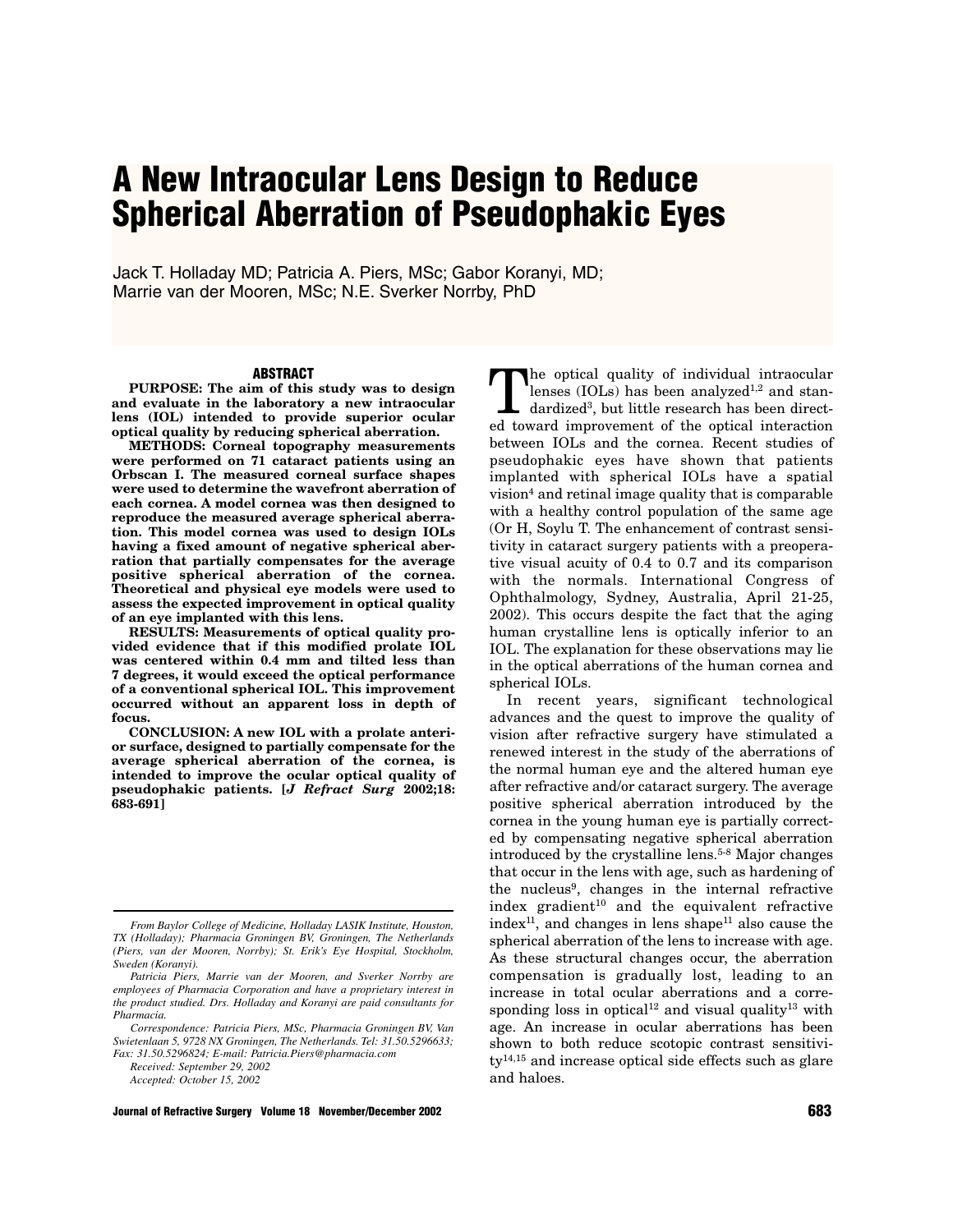# A New Intraocular Lens Design to Reduce Spherical Aberration of Pseudophakic Eyes

Jack T. Holladay MD; Patricia A. Piers, MSc; Gabor Koranyi, MD; Marrie van der Mooren, MSc; N.E. Sverker Norrby, PhD

## ABSTRACT

**PURPOSE: The aim of this study was to design and evaluate in the laboratory a new intraocular lens (IOL) intended to provide superior ocular optical quality by reducing spherical aberration.**

**METHODS: Corneal topography measurements were performed on 71 cataract patients using an Orbscan I. The measured corneal surface shapes were used to determine the wavefront aberration of each cornea. A model cornea was then designed to reproduce the measured average spherical aberration. This model cornea was used to design IOLs having a fixed amount of negative spherical aberration that partially compensates for the average positive spherical aberration of the cornea. Theoretical and physical eye models were used to assess the expected improvement in optical quality of an eye implanted with this lens.**

**RESULTS: Measurements of optical quality provided evidence that if this modified prolate IOL was centered within 0.4 mm and tilted less than 7 degrees, it would exceed the optical performance of a conventional spherical IOL. This improvement occurred without an apparent loss in depth of focus.**

**CONCLUSION: A new IOL with a prolate anterior surface, designed to partially compensate for the average spherical aberration of the cornea, is intended to improve the ocular optical quality of pseudophakic patients. [*J Refract Surg* 2002;18: 683-691]**

---

*From Baylor College of Medicine, Holladay LASIK Institute, Houston, TX (Holladay); Pharmacia Groningen BV, Groningen, The Netherlands (Piers, van der Mooren, Norrby); St. Erik's Eye Hospital, Stockholm, Sweden (Koranyi).*

*Patricia Piers, Marrie van der Mooren, and Sverker Norrby are employees of Pharmacia Corporation and have a proprietary interest in the product studied. Drs. Holladay and Koranyi are paid consultants for Pharmacia.*

*Correspondence: Patricia Piers, MSc, Pharmacia Groningen BV, Van Swietenlaan 5, 9728 NX Groningen, The Netherlands. Tel: 31.50.5296633; Fax: 31.50.5296824; E-mail: Patricia.Piers@pharmacia.com*

*Received: September 29, 2002*

*Accepted: October 15, 2002*

---

The optical quality of individual intraocular lenses (IOLs) has been analyzed[1,2] and standardized[3], but little research has been directed toward improvement of the optical interaction between IOLs and the cornea. Recent studies of pseudophakic eyes have shown that patients implanted with spherical IOLs have a spatial vision[4] and retinal image quality that is comparable with a healthy control population of the same age (Or H, Soylu T. The enhancement of contrast sensitivity in cataract surgery patients with a preoperative visual acuity of 0.4 to 0.7 and its comparison with the normals. International Congress of Ophthalmology, Sydney, Australia, April 21-25, 2002). This occurs despite the fact that the aging human crystalline lens is optically inferior to an IOL. The explanation for these observations may lie in the optical aberrations of the human cornea and spherical IOLs.

In recent years, significant technological advances and the quest to improve the quality of vision after refractive surgery have stimulated a renewed interest in the study of the aberrations of the normal human eye and the altered human eye after refractive and/or cataract surgery. The average positive spherical aberration introduced by the cornea in the young human eye is partially corrected by compensating negative spherical aberration introduced by the crystalline lens.[5-8] Major changes that occur in the lens with age, such as hardening of the nucleus[9], changes in the internal refractive index gradient[10] and the equivalent refractive index[11], and changes in lens shape[11] also cause the spherical aberration of the lens to increase with age. As these structural changes occur, the aberration compensation is gradually lost, leading to an increase in total ocular aberrations and a corresponding loss in optical[12] and visual quality[13] with age. An increase in ocular aberrations has been shown to both reduce scotopic contrast sensitivity[14,15] and increase optical side effects such as glare and haloes.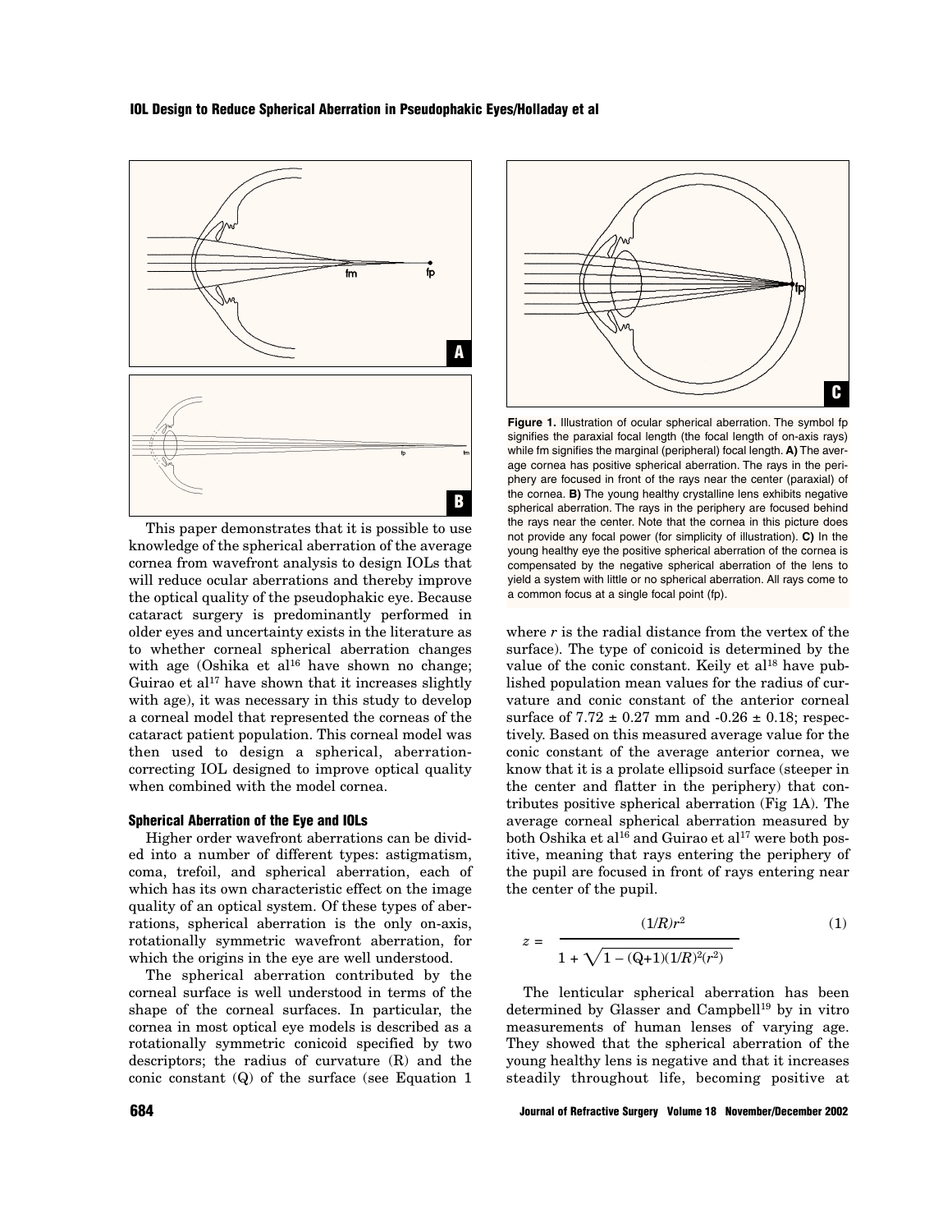This paper demonstrates that it is possible to use knowledge of the spherical aberration of the average cornea from wavefront analysis to design IOLs that will reduce ocular aberrations and thereby improve the optical quality of the pseudophakic eye. Because cataract surgery is predominantly performed in older eyes and uncertainty exists in the literature as to whether corneal spherical aberration changes with age (Oshika et al[16] have shown no change; Guirao et al[17] have shown that it increases slightly with age), it was necessary in this study to develop a corneal model that represented the corneas of the cataract patient population. This corneal model was then used to design a spherical, aberration-correcting IOL designed to improve optical quality when combined with the model cornea.

### Spherical Aberration of the Eye and IOLs

Higher order wavefront aberrations can be divided into a number of different types: astigmatism, coma, trefoil, and spherical aberration, each of which has its own characteristic effect on the image quality of an optical system. Of these types of aberrations, spherical aberration is the only on-axis, rotationally symmetric wavefront aberration, for which the origins in the eye are well understood.

The spherical aberration contributed by the corneal surface is well understood in terms of the shape of the corneal surfaces. In particular, the cornea in most optical eye models is described as a rotationally symmetric conicoid specified by two descriptors; the radius of curvature (R) and the conic constant (Q) of the surface (see Equation 1 where $r$ is the radial distance from the vertex of the surface). The type of conicoid is determined by the value of the conic constant. Keily et al[18] have published population mean values for the radius of curvature and conic constant of the anterior corneal surface of 7.72 ± 0.27 mm and -0.26 ± 0.18; respectively. Based on this measured average value for the conic constant of the average anterior cornea, we know that it is a prolate ellipsoid surface (steeper in the center and flatter in the periphery) that contributes positive spherical aberration (Fig 1A). The average corneal spherical aberration measured by both Oshika et al[16] and Guirao et al[17] were both positive, meaning that rays entering the periphery of the pupil are focused in front of rays entering near the center of the pupil.

**Figure 1.** Illustration of ocular spherical aberration. The symbol fp signifies the paraxial focal length (the focal length of on-axis rays) while fm signifies the marginal (peripheral) focal length. **A)** The average cornea has positive spherical aberration. The rays in the periphery are focused in front of the rays near the center (paraxial) of the cornea. **B)** The young healthy crystalline lens exhibits negative spherical aberration. The rays in the periphery are focused behind the rays near the center. Note that the cornea in this picture does not provide any focal power (for simplicity of illustration). **C)** In the young healthy eye the positive spherical aberration of the cornea is compensated by the negative spherical aberration of the lens to yield a system with little or no spherical aberration. All rays come to a common focus at a single focal point (fp).

$$z = \frac{(1/R)r^2}{1 + \sqrt{1 - (Q+1)(1/R)^2(r^2)}} \tag{1}$$

The lenticular spherical aberration has been determined by Glasser and Campbell[19] by in vitro measurements of human lenses of varying age. They showed that the spherical aberration of the young healthy lens is negative and that it increases steadily throughout life, becoming positive at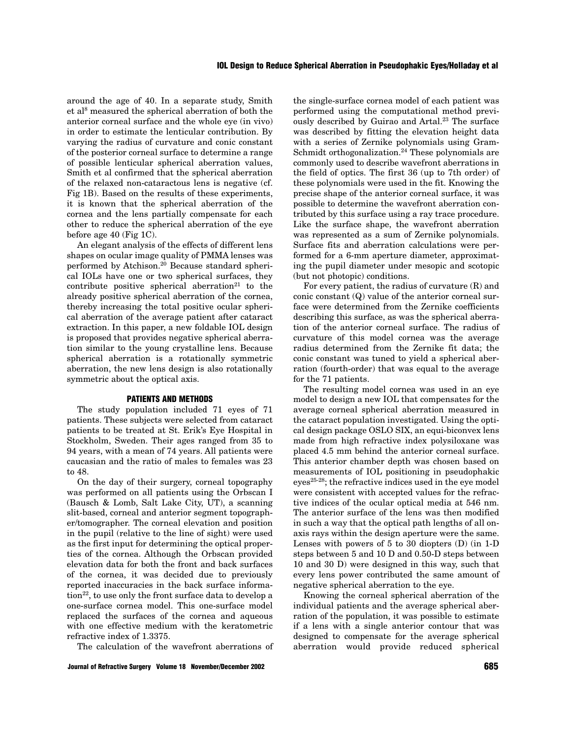around the age of 40. In a separate study, Smith et al[8] measured the spherical aberration of both the anterior corneal surface and the whole eye (in vivo) in order to estimate the lenticular contribution. By varying the radius of curvature and conic constant of the posterior corneal surface to determine a range of possible lenticular spherical aberration values, Smith et al confirmed that the spherical aberration of the relaxed non-cataractous lens is negative (cf. Fig 1B). Based on the results of these experiments, it is known that the spherical aberration of the cornea and the lens partially compensate for each other to reduce the spherical aberration of the eye before age 40 (Fig 1C).

An elegant analysis of the effects of different lens shapes on ocular image quality of PMMA lenses was performed by Atchison.[20] Because standard spherical IOLs have one or two spherical surfaces, they contribute positive spherical aberration[21] to the already positive spherical aberration of the cornea, thereby increasing the total positive ocular spherical aberration of the average patient after cataract extraction. In this paper, a new foldable IOL design is proposed that provides negative spherical aberration similar to the young crystalline lens. Because spherical aberration is a rotationally symmetric aberration, the new lens design is also rotationally symmetric about the optical axis.

## PATIENTS AND METHODS

The study population included 71 eyes of 71 patients. These subjects were selected from cataract patients to be treated at St. Erik's Eye Hospital in Stockholm, Sweden. Their ages ranged from 35 to 94 years, with a mean of 74 years. All patients were caucasian and the ratio of males to females was 23 to 48.

On the day of their surgery, corneal topography was performed on all patients using the Orbscan I (Bausch & Lomb, Salt Lake City, UT), a scanning slit-based, corneal and anterior segment topographer/tomographer. The corneal elevation and position in the pupil (relative to the line of sight) were used as the first input for determining the optical properties of the cornea. Although the Orbscan provided elevation data for both the front and back surfaces of the cornea, it was decided due to previously reported inaccuracies in the back surface information[22], to use only the front surface data to develop a one-surface cornea model. This one-surface model replaced the surfaces of the cornea and aqueous with one effective medium with the keratometric refractive index of 1.3375.

The calculation of the wavefront aberrations of the single-surface cornea model of each patient was performed using the computational method previously described by Guirao and Artal.[23] The surface was described by fitting the elevation height data with a series of Zernike polynomials using Gram-Schmidt orthogonalization.[24] These polynomials are commonly used to describe wavefront aberrations in the field of optics. The first 36 (up to 7th order) of these polynomials were used in the fit. Knowing the precise shape of the anterior corneal surface, it was possible to determine the wavefront aberration contributed by this surface using a ray trace procedure. Like the surface shape, the wavefront aberration was represented as a sum of Zernike polynomials. Surface fits and aberration calculations were performed for a 6-mm aperture diameter, approximating the pupil diameter under mesopic and scotopic (but not photopic) conditions.

For every patient, the radius of curvature (R) and conic constant (Q) value of the anterior corneal surface were determined from the Zernike coefficients describing this surface, as was the spherical aberration of the anterior corneal surface. The radius of curvature of this model cornea was the average radius determined from the Zernike fit data; the conic constant was tuned to yield a spherical aberration (fourth-order) that was equal to the average for the 71 patients.

The resulting model cornea was used in an eye model to design a new IOL that compensates for the average corneal spherical aberration measured in the cataract population investigated. Using the optical design package OSLO SIX, an equi-biconvex lens made from high refractive index polysiloxane was placed 4.5 mm behind the anterior corneal surface. This anterior chamber depth was chosen based on measurements of IOL positioning in pseudophakic eyes[25-28]; the refractive indices used in the eye model were consistent with accepted values for the refractive indices of the ocular optical media at 546 nm. The anterior surface of the lens was then modified in such a way that the optical path lengths of all on-axis rays within the design aperture were the same. Lenses with powers of 5 to 30 diopters (D) (in 1-D steps between 5 and 10 D and 0.50-D steps between 10 and 30 D) were designed in this way, such that every lens power contributed the same amount of negative spherical aberration to the eye.

Knowing the corneal spherical aberration of the individual patients and the average spherical aberration of the population, it was possible to estimate if a lens with a single anterior contour that was designed to compensate for the average spherical aberration would provide reduced spherical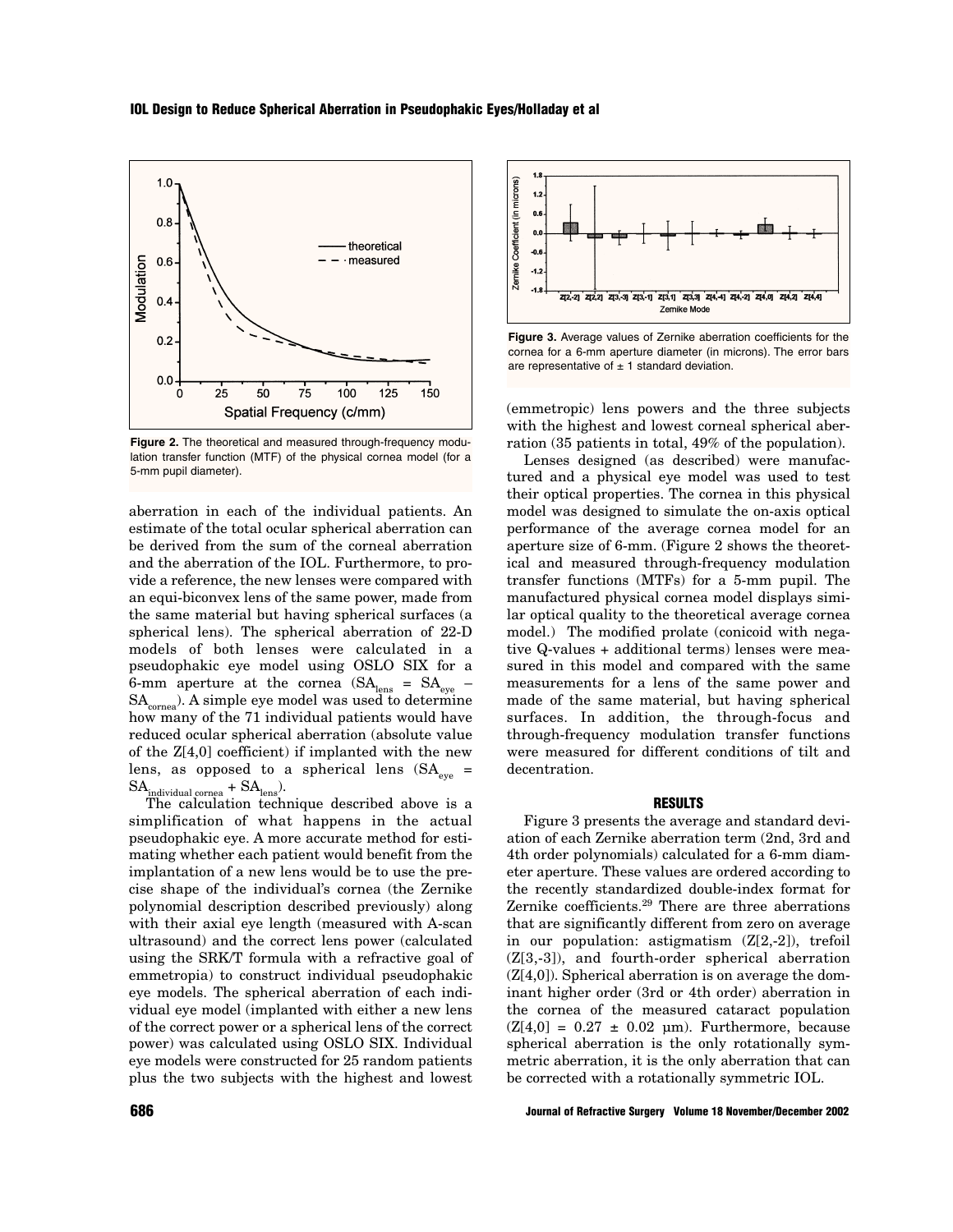Figure 2. The theoretical and measured through-frequency modulation transfer function (MTF) of the physical cornea model (for a 5-mm pupil diameter).

aberration in each of the individual patients. An estimate of the total ocular spherical aberration can be derived from the sum of the corneal aberration and the aberration of the IOL. Furthermore, to provide a reference, the new lenses were compared with an equi-biconvex lens of the same power, made from the same material but having spherical surfaces (a spherical lens). The spherical aberration of 22-D models of both lenses were calculated in a pseudophakic eye model using OSLO SIX for a 6-mm aperture at the cornea ($SA_{lens} = SA_{eye} - SA_{cornea}$). A simple eye model was used to determine how many of the 71 individual patients would have reduced ocular spherical aberration (absolute value of the Z[4,0] coefficient) if implanted with the new lens, as opposed to a spherical lens ($SA_{eye} = SA_{individual\ cornea} + SA_{lens}$).

The calculation technique described above is a simplification of what happens in the actual pseudophakic eye. A more accurate method for estimating whether each patient would benefit from the implantation of a new lens would be to use the precise shape of the individual's cornea (the Zernike polynomial description described previously) along with their axial eye length (measured with A-scan ultrasound) and the correct lens power (calculated using the SRK/T formula with a refractive goal of emmetropia) to construct individual pseudophakic eye models. The spherical aberration of each individual eye model (implanted with either a new lens of the correct power or a spherical lens of the correct power) was calculated using OSLO SIX. Individual eye models were constructed for 25 random patients plus the two subjects with the highest and lowest (emmetropic) lens powers and the three subjects with the highest and lowest corneal spherical aberration (35 patients in total, 49% of the population).

Figure 3. Average values of Zernike aberration coefficients for the cornea for a 6-mm aperture diameter (in microns). The error bars are representative of ± 1 standard deviation.

Lenses designed (as described) were manufactured and a physical eye model was used to test their optical properties. The cornea in this physical model was designed to simulate the on-axis optical performance of the average cornea model for an aperture size of 6-mm. (Figure 2 shows the theoretical and measured through-frequency modulation transfer functions (MTFs) for a 5-mm pupil. The manufactured physical cornea model displays similar optical quality to the theoretical average cornea model.) The modified prolate (conicoid with negative Q-values + additional terms) lenses were measured in this model and compared with the same measurements for a lens of the same power and made of the same material, but having spherical surfaces. In addition, the through-focus and through-frequency modulation transfer functions were measured for different conditions of tilt and decentration.

## RESULTS

Figure 3 presents the average and standard deviation of each Zernike aberration term (2nd, 3rd and 4th order polynomials) calculated for a 6-mm diameter aperture. These values are ordered according to the recently standardized double-index format for Zernike coefficients.[29] There are three aberrations that are significantly different from zero on average in our population: astigmatism (Z[2,-2]), trefoil (Z[3,-3]), and fourth-order spherical aberration (Z[4,0]). Spherical aberration is on average the dominant higher order (3rd or 4th order) aberration in the cornea of the measured cataract population (Z[4,0] = 0.27 ± 0.02 µm). Furthermore, because spherical aberration is the only rotationally symmetric aberration, it is the only aberration that can be corrected with a rotationally symmetric IOL.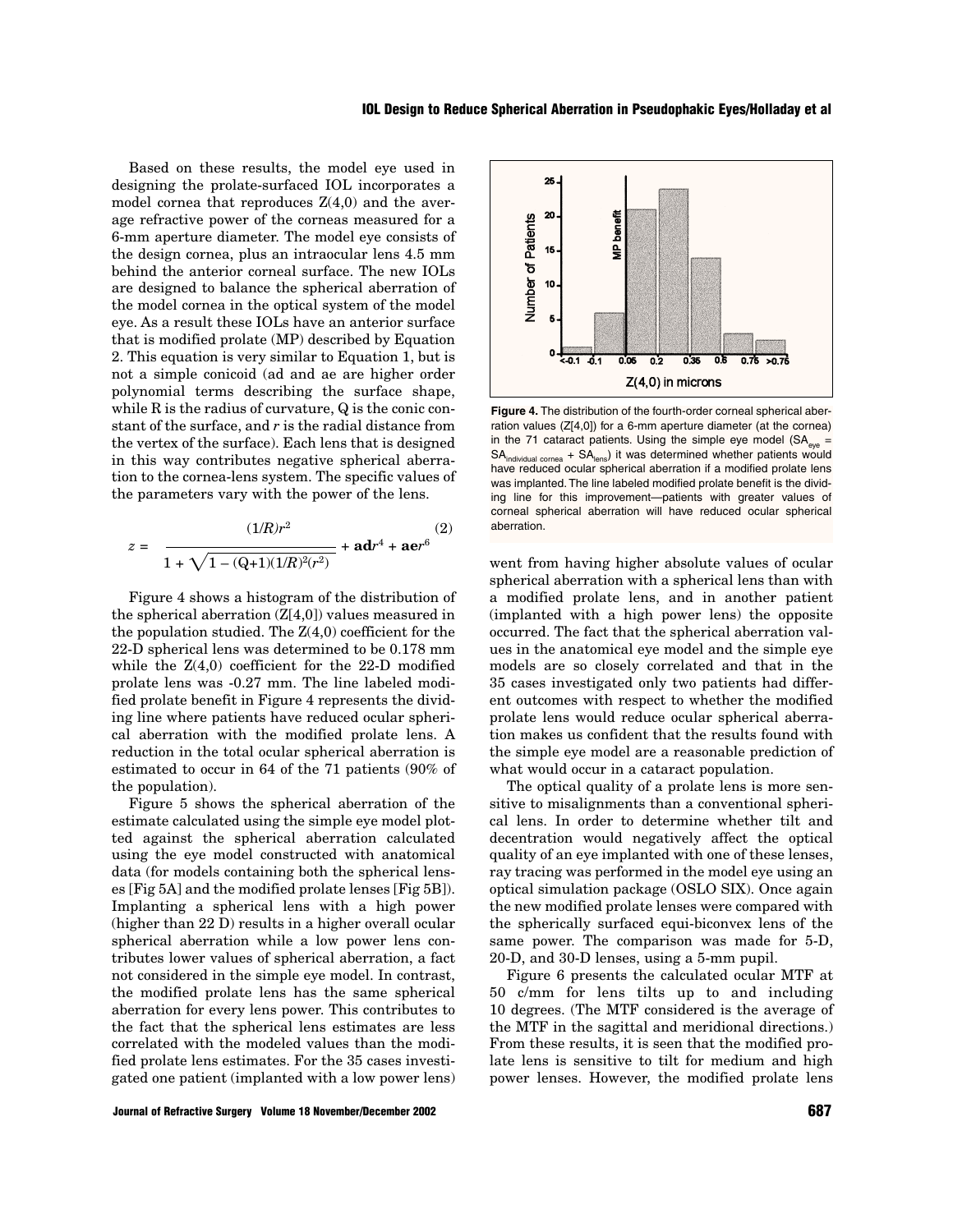Based on these results, the model eye used in designing the prolate-surfaced IOL incorporates a model cornea that reproduces Z(4,0) and the average refractive power of the corneas measured for a 6-mm aperture diameter. The model eye consists of the design cornea, plus an intraocular lens 4.5 mm behind the anterior corneal surface. The new IOLs are designed to balance the spherical aberration of the model cornea in the optical system of the model eye. As a result these IOLs have an anterior surface that is modified prolate (MP) described by Equation 2. This equation is very similar to Equation 1, but is not a simple conicoid (ad and ae are higher order polynomial terms describing the surface shape, while R is the radius of curvature, Q is the conic constant of the surface, and $r$ is the radial distance from the vertex of the surface). Each lens that is designed in this way contributes negative spherical aberration to the cornea-lens system. The specific values of the parameters vary with the power of the lens.

$$z = \frac{(1/R)r^2}{1 + \sqrt{1 - (Q+1)(1/R)^2(r^2)}} + \mathbf{ad}r^4 + \mathbf{ae}r^6 \tag{2}$$

Figure 4 shows a histogram of the distribution of the spherical aberration (Z[4,0]) values measured in the population studied. The Z(4,0) coefficient for the 22-D spherical lens was determined to be 0.178 mm while the Z(4,0) coefficient for the 22-D modified prolate lens was -0.27 mm. The line labeled modified prolate benefit in Figure 4 represents the dividing line where patients have reduced ocular spherical aberration with the modified prolate lens. A reduction in the total ocular spherical aberration is estimated to occur in 64 of the 71 patients (90% of the population).

Figure 5 shows the spherical aberration of the estimate calculated using the simple eye model plotted against the spherical aberration calculated using the eye model constructed with anatomical data (for models containing both the spherical lenses [Fig 5A] and the modified prolate lenses [Fig 5B]). Implanting a spherical lens with a high power (higher than 22 D) results in a higher overall ocular spherical aberration while a low power lens contributes lower values of spherical aberration, a fact not considered in the simple eye model. In contrast, the modified prolate lens has the same spherical aberration for every lens power. This contributes to the fact that the spherical lens estimates are less correlated with the modeled values than the modified prolate lens estimates. For the 35 cases investigated one patient (implanted with a low power lens) went from having higher absolute values of ocular spherical aberration with a spherical lens than with a modified prolate lens, and in another patient (implanted with a high power lens) the opposite occurred. The fact that the spherical aberration values in the anatomical eye model and the simple eye models are so closely correlated and that in the 35 cases investigated only two patients had different outcomes with respect to whether the modified prolate lens would reduce ocular spherical aberration makes us confident that the results found with the simple eye model are a reasonable prediction of what would occur in a cataract population.

**Figure 4.** The distribution of the fourth-order corneal spherical aberration values (Z[4,0]) for a 6-mm aperture diameter (at the cornea) in the 71 cataract patients. Using the simple eye model ($SA_{eye} = SA_{individual\ cornea} + SA_{lens}$) it was determined whether patients would have reduced ocular spherical aberration if a modified prolate lens was implanted. The line labeled modified prolate benefit is the dividing line for this improvement—patients with greater values of corneal spherical aberration will have reduced ocular spherical aberration.

The optical quality of a prolate lens is more sensitive to misalignments than a conventional spherical lens. In order to determine whether tilt and decentration would negatively affect the optical quality of an eye implanted with one of these lenses, ray tracing was performed in the model eye using an optical simulation package (OSLO SIX). Once again the new modified prolate lenses were compared with the spherically surfaced equi-biconvex lens of the same power. The comparison was made for 5-D, 20-D, and 30-D lenses, using a 5-mm pupil.

Figure 6 presents the calculated ocular MTF at 50 c/mm for lens tilts up to and including 10 degrees. (The MTF considered is the average of the MTF in the sagittal and meridional directions.) From these results, it is seen that the modified prolate lens is sensitive to tilt for medium and high power lenses. However, the modified prolate lens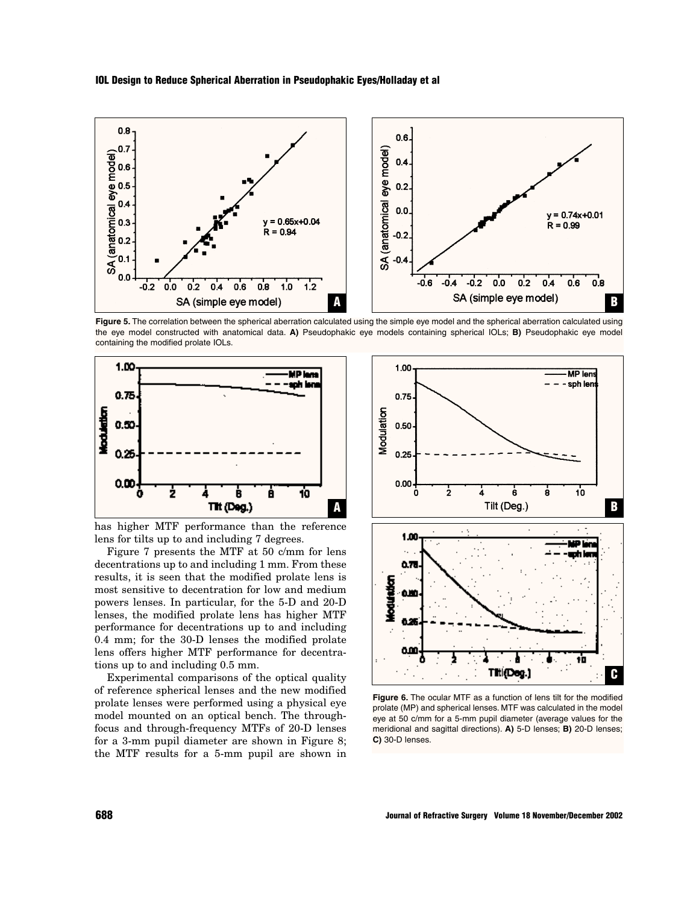**Figure 5.** The correlation between the spherical aberration calculated using the simple eye model and the spherical aberration calculated using the eye model constructed with anatomical data. **A)** Pseudophakic eye models containing spherical IOLs; **B)** Pseudophakic eye model containing the modified prolate IOLs.

has higher MTF performance than the reference lens for tilts up to and including 7 degrees.

Figure 7 presents the MTF at 50 c/mm for lens decentrations up to and including 1 mm. From these results, it is seen that the modified prolate lens is most sensitive to decentration for low and medium powers lenses. In particular, for the 5-D and 20-D lenses, the modified prolate lens has higher MTF performance for decentrations up to and including 0.4 mm; for the 30-D lenses the modified prolate lens offers higher MTF performance for decentrations up to and including 0.5 mm.

Experimental comparisons of the optical quality of reference spherical lenses and the new modified prolate lenses were performed using a physical eye model mounted on an optical bench. The through-focus and through-frequency MTFs of 20-D lenses for a 3-mm pupil diameter are shown in Figure 8; the MTF results for a 5-mm pupil are shown in

**Figure 6.** The ocular MTF as a function of lens tilt for the modified prolate (MP) and spherical lenses. MTF was calculated in the model eye at 50 c/mm for a 5-mm pupil diameter (average values for the meridional and sagittal directions). **A)** 5-D lenses; **B)** 20-D lenses; **C)** 30-D lenses.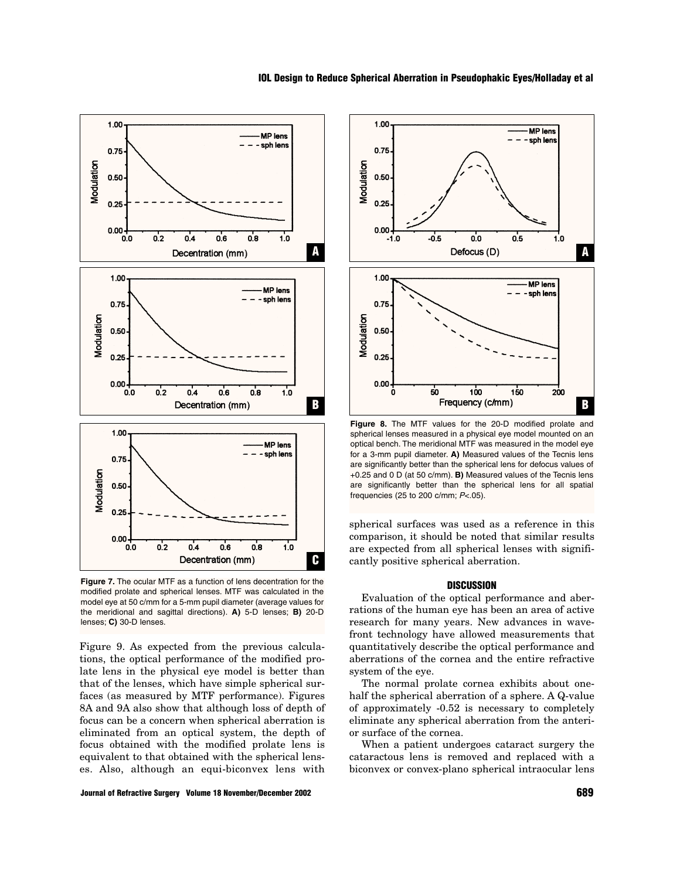**Figure 7.** The ocular MTF as a function of lens decentration for the modified prolate and spherical lenses. MTF was calculated in the model eye at 50 c/mm for a 5-mm pupil diameter (average values for the meridional and sagittal directions). **A)** 5-D lenses; **B)** 20-D lenses; **C)** 30-D lenses.

**Figure 8.** The MTF values for the 20-D modified prolate and spherical lenses measured in a physical eye model mounted on an optical bench. The meridional MTF was measured in the model eye for a 3-mm pupil diameter. **A)** Measured values of the Tecnis lens are significantly better than the spherical lens for defocus values of +0.25 and 0 D (at 50 c/mm). **B)** Measured values of the Tecnis lens are significantly better than the spherical lens for all spatial frequencies (25 to 200 c/mm; $P<.05$).

Figure 9. As expected from the previous calculations, the optical performance of the modified prolate lens in the physical eye model is better than that of the lenses, which have simple spherical surfaces (as measured by MTF performance). Figures 8A and 9A also show that although loss of depth of focus can be a concern when spherical aberration is eliminated from an optical system, the depth of focus obtained with the modified prolate lens is equivalent to that obtained with the spherical lenses. Also, although an equi-biconvex lens with spherical surfaces was used as a reference in this comparison, it should be noted that similar results are expected from all spherical lenses with significantly positive spherical aberration.

## DISCUSSION

Evaluation of the optical performance and aberrations of the human eye has been an area of active research for many years. New advances in wavefront technology have allowed measurements that quantitatively describe the optical performance and aberrations of the cornea and the entire refractive system of the eye.

The normal prolate cornea exhibits about one-half the spherical aberration of a sphere. A Q-value of approximately -0.52 is necessary to completely eliminate any spherical aberration from the anterior surface of the cornea.

When a patient undergoes cataract surgery the cataractous lens is removed and replaced with a biconvex or convex-plano spherical intraocular lens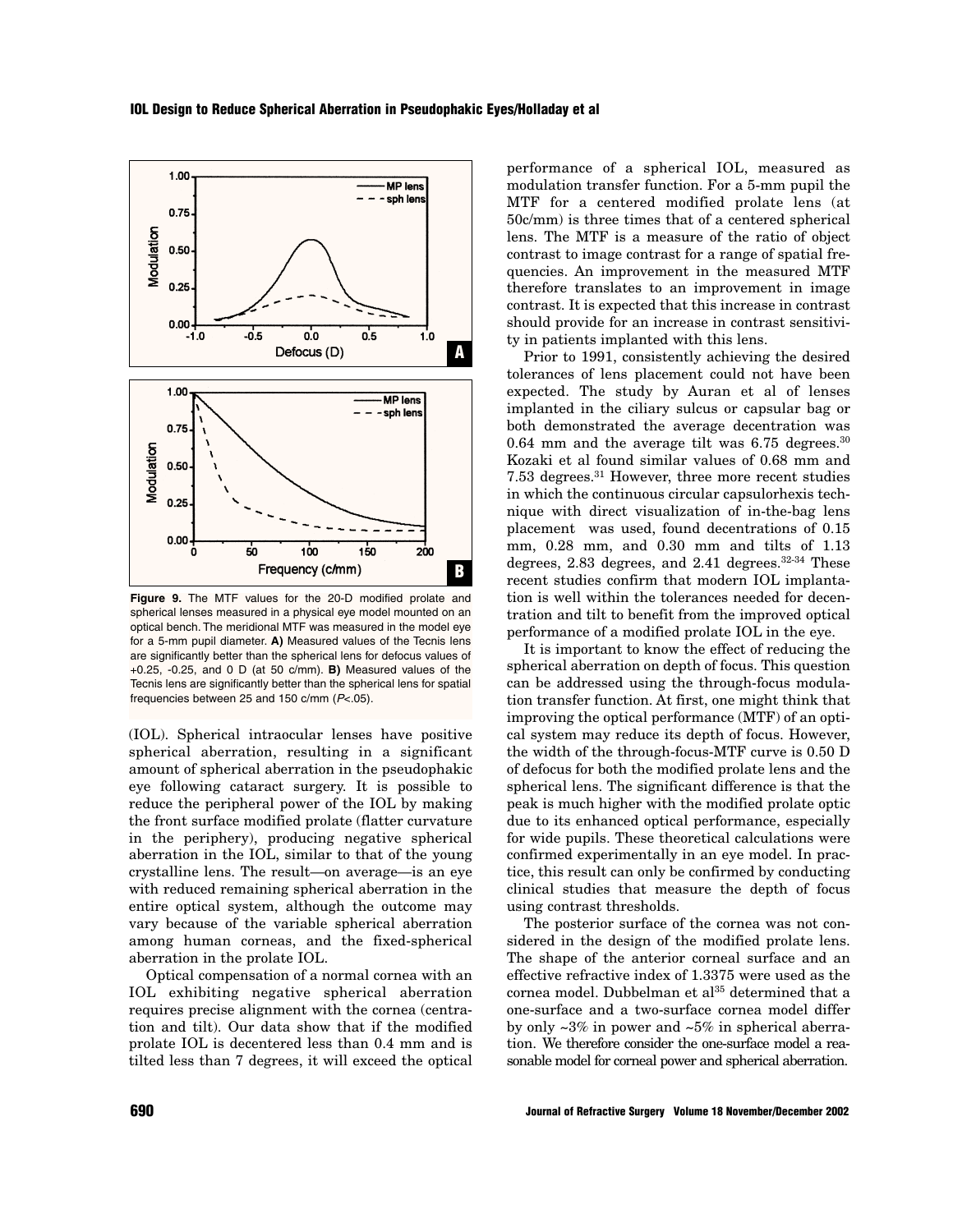**Figure 9.** The MTF values for the 20-D modified prolate and spherical lenses measured in a physical eye model mounted on an optical bench. The meridional MTF was measured in the model eye for a 5-mm pupil diameter. **A)** Measured values of the Tecnis lens are significantly better than the spherical lens for defocus values of +0.25, -0.25, and 0 D (at 50 c/mm). **B)** Measured values of the Tecnis lens are significantly better than the spherical lens for spatial frequencies between 25 and 150 c/mm ($P<.05$).

(IOL). Spherical intraocular lenses have positive spherical aberration, resulting in a significant amount of spherical aberration in the pseudophakic eye following cataract surgery. It is possible to reduce the peripheral power of the IOL by making the front surface modified prolate (flatter curvature in the periphery), producing negative spherical aberration in the IOL, similar to that of the young crystalline lens. The result—on average—is an eye with reduced remaining spherical aberration in the entire optical system, although the outcome may vary because of the variable spherical aberration among human corneas, and the fixed-spherical aberration in the prolate IOL.

Optical compensation of a normal cornea with an IOL exhibiting negative spherical aberration requires precise alignment with the cornea (centration and tilt). Our data show that if the modified prolate IOL is decentered less than 0.4 mm and is tilted less than 7 degrees, it will exceed the optical performance of a spherical IOL, measured as modulation transfer function. For a 5-mm pupil the MTF for a centered modified prolate lens (at 50c/mm) is three times that of a centered spherical lens. The MTF is a measure of the ratio of object contrast to image contrast for a range of spatial frequencies. An improvement in the measured MTF therefore translates to an improvement in image contrast. It is expected that this increase in contrast should provide for an increase in contrast sensitivity in patients implanted with this lens.

Prior to 1991, consistently achieving the desired tolerances of lens placement could not have been expected. The study by Auran et al of lenses implanted in the ciliary sulcus or capsular bag or both demonstrated the average decentration was 0.64 mm and the average tilt was 6.75 degrees.[30] Kozaki et al found similar values of 0.68 mm and 7.53 degrees.[31] However, three more recent studies in which the continuous circular capsulorhexis technique with direct visualization of in-the-bag lens placement was used, found decentrations of 0.15 mm, 0.28 mm, and 0.30 mm and tilts of 1.13 degrees, 2.83 degrees, and 2.41 degrees.[32-34] These recent studies confirm that modern IOL implantation is well within the tolerances needed for decentration and tilt to benefit from the improved optical performance of a modified prolate IOL in the eye.

It is important to know the effect of reducing the spherical aberration on depth of focus. This question can be addressed using the through-focus modulation transfer function. At first, one might think that improving the optical performance (MTF) of an optical system may reduce its depth of focus. However, the width of the through-focus-MTF curve is 0.50 D of defocus for both the modified prolate lens and the spherical lens. The significant difference is that the peak is much higher with the modified prolate optic due to its enhanced optical performance, especially for wide pupils. These theoretical calculations were confirmed experimentally in an eye model. In practice, this result can only be confirmed by conducting clinical studies that measure the depth of focus using contrast thresholds.

The posterior surface of the cornea was not considered in the design of the modified prolate lens. The shape of the anterior corneal surface and an effective refractive index of 1.3375 were used as the cornea model. Dubbelman et al[35] determined that a one-surface and a two-surface cornea model differ by only ~3% in power and ~5% in spherical aberration. We therefore consider the one-surface model a reasonable model for corneal power and spherical aberration.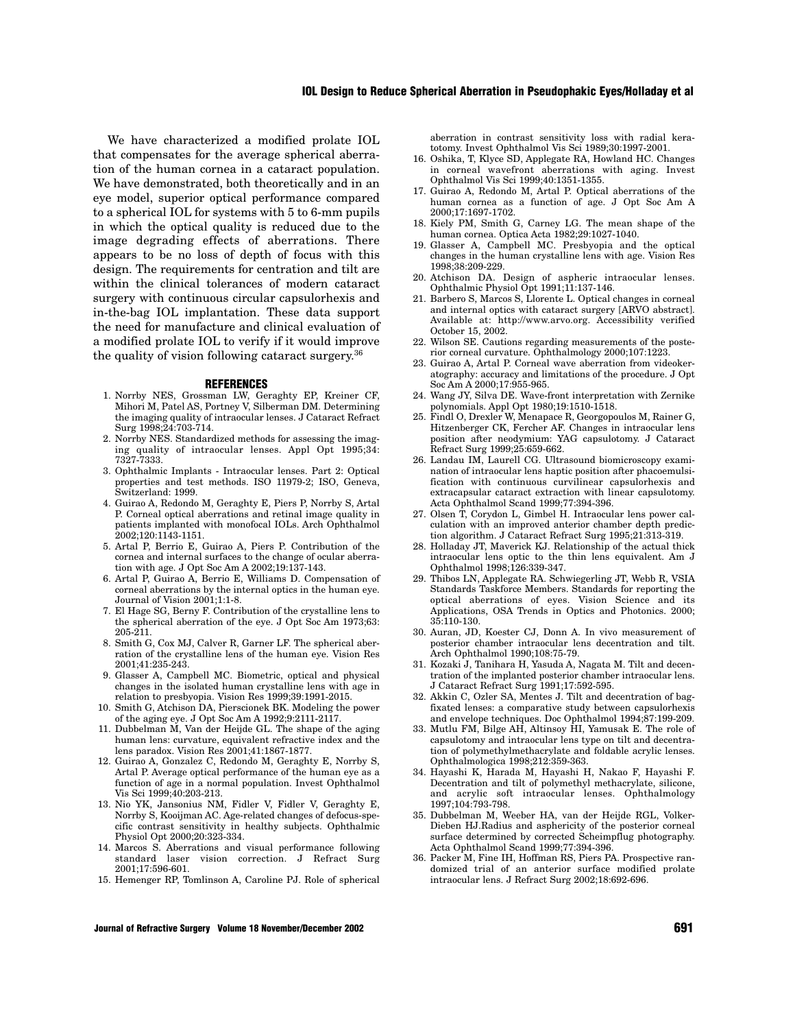We have characterized a modified prolate IOL that compensates for the average spherical aberration of the human cornea in a cataract population. We have demonstrated, both theoretically and in an eye model, superior optical performance compared to a spherical IOL for systems with 5 to 6-mm pupils in which the optical quality is reduced due to the image degrading effects of aberrations. There appears to be no loss of depth of focus with this design. The requirements for centration and tilt are within the clinical tolerances of modern cataract surgery with continuous circular capsulorhexis and in-the-bag IOL implantation. These data support the need for manufacture and clinical evaluation of a modified prolate IOL to verify if it would improve the quality of vision following cataract surgery.[36]

## REFERENCES

1. Norrby NES, Grossman LW, Geraghty EP, Kreiner CF, Mihori M, Patel AS, Portney V, Silberman DM. Determining the imaging quality of intraocular lenses. J Cataract Refract Surg 1998;24:703-714.
2. Norrby NES. Standardized methods for assessing the imaging quality of intraocular lenses. Appl Opt 1995;34: 7327-7333.
3. Ophthalmic Implants - Intraocular lenses. Part 2: Optical properties and test methods. ISO 11979-2; ISO, Geneva, Switzerland: 1999.
4. Guirao A, Redondo M, Geraghty E, Piers P, Norrby S, Artal P. Corneal optical aberrations and retinal image quality in patients implanted with monofocal IOLs. Arch Ophthalmol 2002;120:1143-1151.
5. Artal P, Berrio E, Guirao A, Piers P. Contribution of the cornea and internal surfaces to the change of ocular aberration with age. J Opt Soc Am A 2002;19:137-143.
6. Artal P, Guirao A, Berrio E, Williams D. Compensation of corneal aberrations by the internal optics in the human eye. Journal of Vision 2001;1:1-8.
7. El Hage SG, Berny F. Contribution of the crystalline lens to the spherical aberration of the eye. J Opt Soc Am 1973;63: 205-211.
8. Smith G, Cox MJ, Calver R, Garner LF. The spherical aberration of the crystalline lens of the human eye. Vision Res 2001;41:235-243.
9. Glasser A, Campbell MC. Biometric, optical and physical changes in the isolated human crystalline lens with age in relation to presbyopia. Vision Res 1999;39:1991-2015.
10. Smith G, Atchison DA, Pierscionek BK. Modeling the power of the aging eye. J Opt Soc Am A 1992;9:2111-2117.
11. Dubbelman M, Van der Heijde GL. The shape of the aging human lens: curvature, equivalent refractive index and the lens paradox. Vision Res 2001;41:1867-1877.
12. Guirao A, Gonzalez C, Redondo M, Geraghty E, Norrby S, Artal P. Average optical performance of the human eye as a function of age in a normal population. Invest Ophthalmol Vis Sci 1999;40:203-213.
13. Nio YK, Jansonius NM, Fidler V, Fidler V, Geraghty E, Norrby S, Kooijman AC. Age-related changes of defocus-specific contrast sensitivity in healthy subjects. Ophthalmic Physiol Opt 2000;20:323-334.
14. Marcos S. Aberrations and visual performance following standard laser vision correction. J Refract Surg 2001;17:596-601.
15. Hemenger RP, Tomlinson A, Caroline PJ. Role of spherical aberration in contrast sensitivity loss with radial keratotomy. Invest Ophthalmol Vis Sci 1989;30:1997-2001.
16. Oshika, T, Klyce SD, Applegate RA, Howland HC. Changes in corneal wavefront aberrations with aging. Invest Ophthalmol Vis Sci 1999;40:1351-1355.
17. Guirao A, Redondo M, Artal P. Optical aberrations of the human cornea as a function of age. J Opt Soc Am A 2000;17:1697-1702.
18. Kiely PM, Smith G, Carney LG. The mean shape of the human cornea. Optica Acta 1982;29:1027-1040.
19. Glasser A, Campbell MC. Presbyopia and the optical changes in the human crystalline lens with age. Vision Res 1998;38:209-229.
20. Atchison DA. Design of aspheric intraocular lenses. Ophthalmic Physiol Opt 1991;11:137-146.
21. Barbero S, Marcos S, Llorente L. Optical changes in corneal and internal optics with cataract surgery [ARVO abstract]. Available at: http://www.arvo.org. Accessibility verified October 15, 2002.
22. Wilson SE. Cautions regarding measurements of the posterior corneal curvature. Ophthalmology 2000;107:1223.
23. Guirao A, Artal P. Corneal wave aberration from videokeratography: accuracy and limitations of the procedure. J Opt Soc Am A 2000;17:955-965.
24. Wang JY, Silva DE. Wave-front interpretation with Zernike polynomials. Appl Opt 1980;19:1510-1518.
25. Findl O, Drexler W, Menapace R, Georgopoulos M, Rainer G, Hitzenberger CK, Fercher AF. Changes in intraocular lens position after neodymium: YAG capsulotomy. J Cataract Refract Surg 1999;25:659-662.
26. Landau IM, Laurell CG. Ultrasound biomicroscopy examination of intraocular lens haptic position after phacoemulsification with continuous curvilinear capsulorhexis and extracapsular cataract extraction with linear capsulotomy. Acta Ophthalmol Scand 1999;77:394-396.
27. Olsen T, Corydon L, Gimbel H. Intraocular lens power calculation with an improved anterior chamber depth prediction algorithm. J Cataract Refract Surg 1995;21:313-319.
28. Holladay JT, Maverick KJ. Relationship of the actual thick intraocular lens optic to the thin lens equivalent. Am J Ophthalmol 1998;126:339-347.
29. Thibos LN, Applegate RA. Schwiegerling JT, Webb R, VSIA Standards Taskforce Members. Standards for reporting the optical aberrations of eyes. Vision Science and its Applications, OSA Trends in Optics and Photonics. 2000; 35:110-130.
30. Auran, JD, Koester CJ, Donn A. In vivo measurement of posterior chamber intraocular lens decentration and tilt. Arch Ophthalmol 1990;108:75-79.
31. Kozaki J, Tanihara H, Yasuda A, Nagata M. Tilt and decentration of the implanted posterior chamber intraocular lens. J Cataract Refract Surg 1991;17:592-595.
32. Akkin C, Ozler SA, Mentes J. Tilt and decentration of bag-fixated lenses: a comparative study between capsulorhexis and envelope techniques. Doc Ophthalmol 1994;87:199-209.
33. Mutlu FM, Bilge AH, Altinsoy HI, Yamusak E. The role of capsulotomy and intraocular lens type on tilt and decentration of polymethylmethacrylate and foldable acrylic lenses. Ophthalmologica 1998;212:359-363.
34. Hayashi K, Harada M, Hayashi H, Nakao F, Hayashi F. Decentration and tilt of polymethyl methacrylate, silicone, and acrylic soft intraocular lenses. Ophthalmology 1997;104:793-798.
35. Dubbelman M, Weeber HA, van der Heijde RGL, Volker-Dieben HJ.Radius and asphericity of the posterior corneal surface determined by corrected Scheimpflug photography. Acta Ophthalmol Scand 1999;77:394-396.
36. Packer M, Fine IH, Hoffman RS, Piers PA. Prospective randomized trial of an anterior surface modified prolate intraocular lens. J Refract Surg 2002;18:692-696.